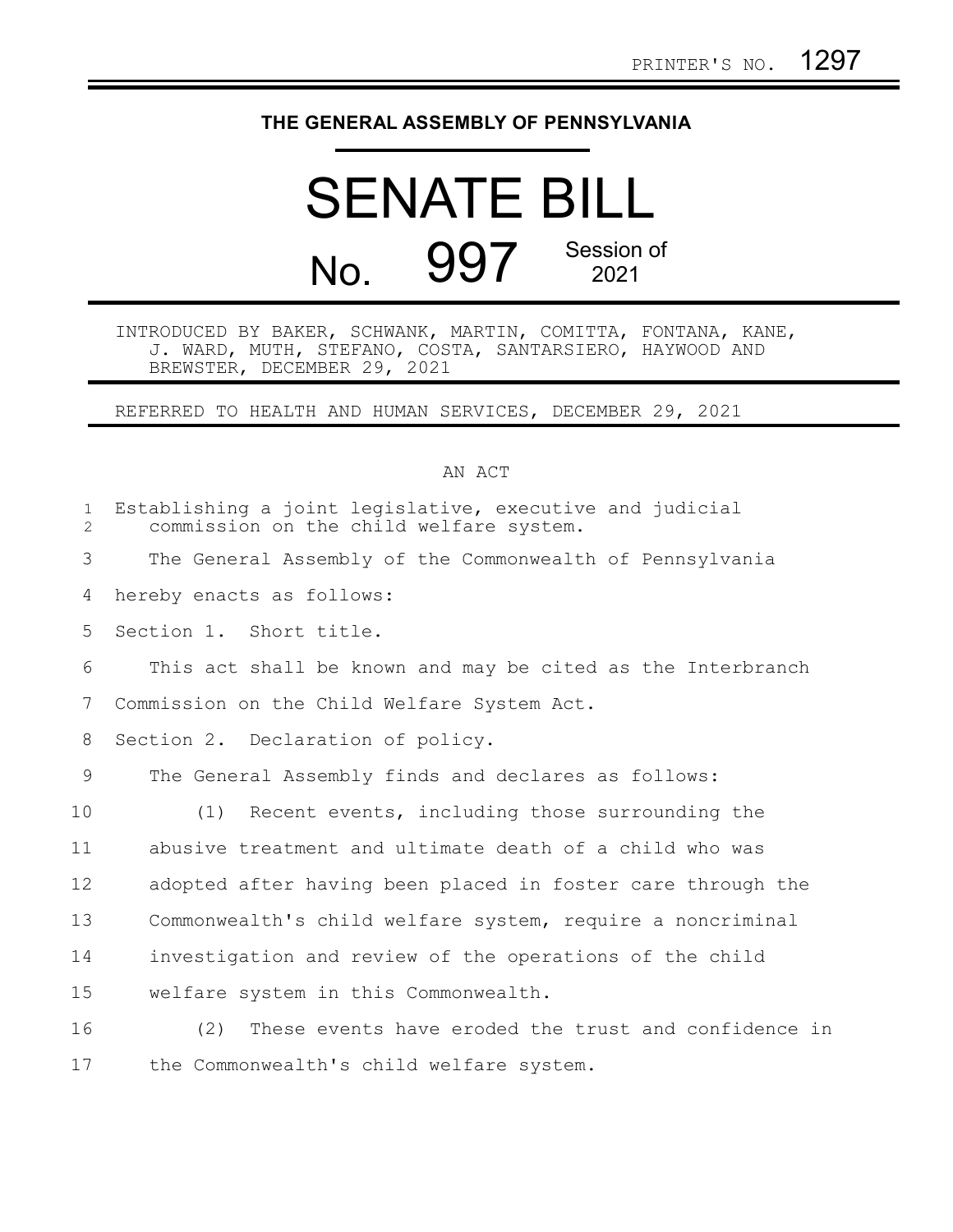PRINTER'S NO. 1297

# THE GENERAL ASSEMBLY OF PENNSYLVANIA

# SENATE BILL

## No. 997 Session of 2021

INTRODUCED BY BAKER, SCHWANK, MARTIN, COMITTA, FONTANA, KANE, J. WARD, MUTH, STEFANO, COSTA, SANTARSIERO, HAYWOOD AND BREWSTER, DECEMBER 29, 2021

REFERRED TO HEALTH AND HUMAN SERVICES, DECEMBER 29, 2021

AN ACT

Establishing a joint legislative, executive and judicial commission on the child welfare system.

The General Assembly of the Commonwealth of Pennsylvania hereby enacts as follows:

Section 1. Short title.

This act shall be known and may be cited as the Interbranch Commission on the Child Welfare System Act.

Section 2. Declaration of policy.

The General Assembly finds and declares as follows:

(1) Recent events, including those surrounding the abusive treatment and ultimate death of a child who was adopted after having been placed in foster care through the Commonwealth's child welfare system, require a noncriminal investigation and review of the operations of the child welfare system in this Commonwealth.

(2) These events have eroded the trust and confidence in the Commonwealth's child welfare system.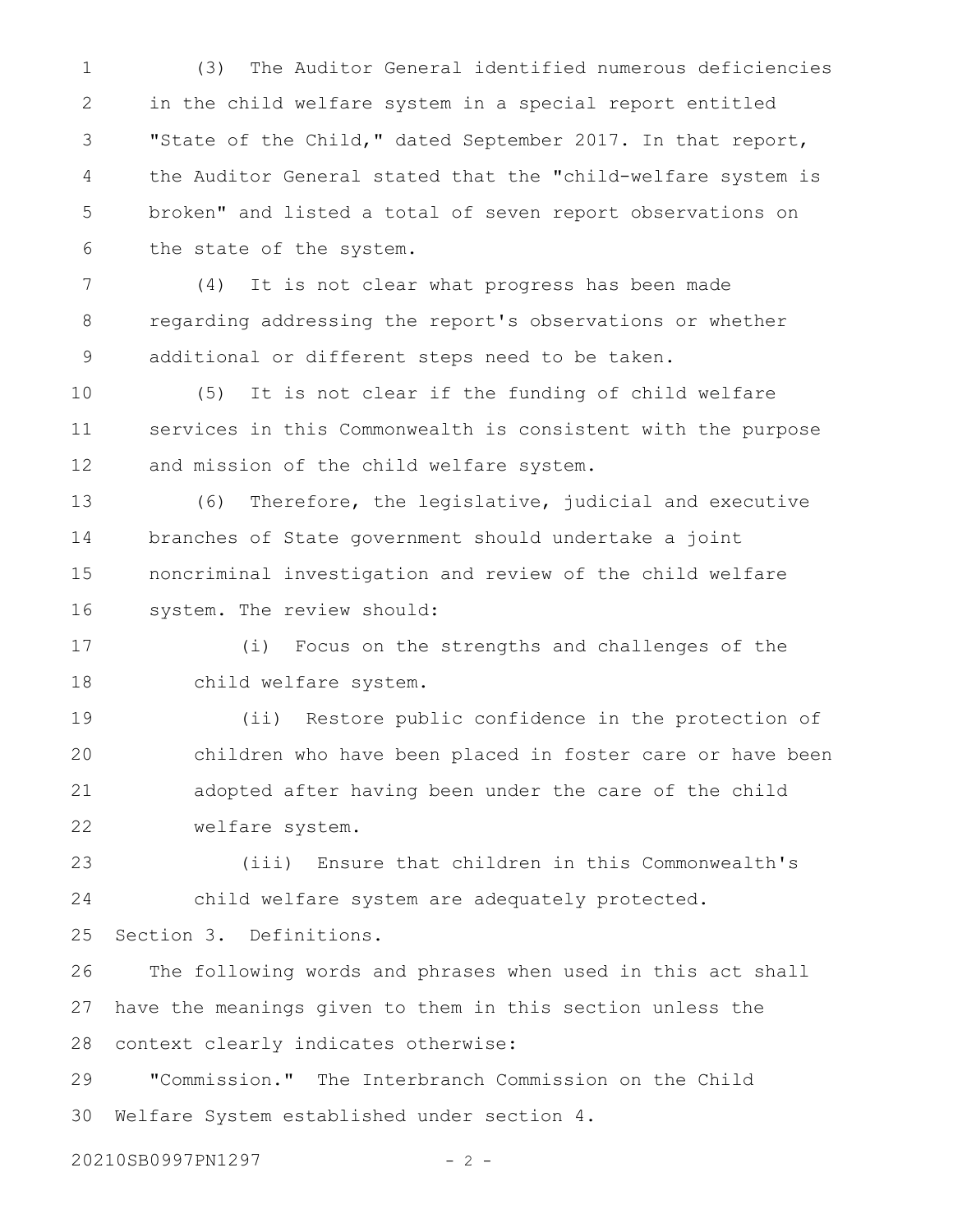(3) The Auditor General identified numerous deficiencies in the child welfare system in a special report entitled "State of the Child," dated September 2017. In that report, the Auditor General stated that the "child-welfare system is broken" and listed a total of seven report observations on the state of the system.

(4) It is not clear what progress has been made regarding addressing the report's observations or whether additional or different steps need to be taken.

(5) It is not clear if the funding of child welfare services in this Commonwealth is consistent with the purpose and mission of the child welfare system.

(6) Therefore, the legislative, judicial and executive branches of State government should undertake a joint noncriminal investigation and review of the child welfare system. The review should:

(i) Focus on the strengths and challenges of the child welfare system.

(ii) Restore public confidence in the protection of children who have been placed in foster care or have been adopted after having been under the care of the child welfare system.

(iii) Ensure that children in this Commonwealth's child welfare system are adequately protected.

Section 3. Definitions.

The following words and phrases when used in this act shall have the meanings given to them in this section unless the context clearly indicates otherwise:

"Commission." The Interbranch Commission on the Child Welfare System established under section 4.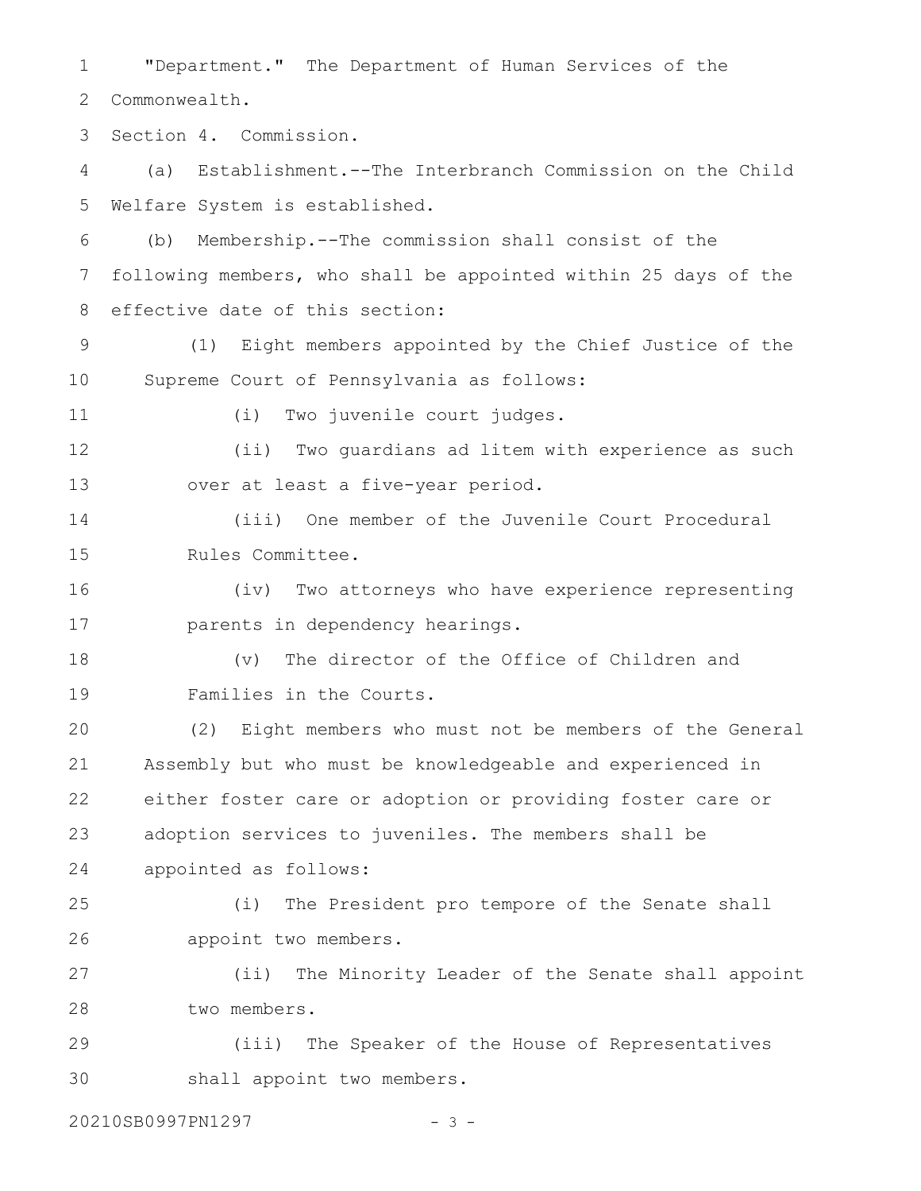"Department." The Department of Human Services of the Commonwealth.

Section 4. Commission.

(a) Establishment.--The Interbranch Commission on the Child Welfare System is established.

(b) Membership.--The commission shall consist of the following members, who shall be appointed within 25 days of the effective date of this section:

(1) Eight members appointed by the Chief Justice of the Supreme Court of Pennsylvania as follows:

(i) Two juvenile court judges.

(ii) Two guardians ad litem with experience as such over at least a five-year period.

(iii) One member of the Juvenile Court Procedural Rules Committee.

(iv) Two attorneys who have experience representing parents in dependency hearings.

(v) The director of the Office of Children and Families in the Courts.

(2) Eight members who must not be members of the General Assembly but who must be knowledgeable and experienced in either foster care or adoption or providing foster care or adoption services to juveniles. The members shall be appointed as follows:

(i) The President pro tempore of the Senate shall appoint two members.

(ii) The Minority Leader of the Senate shall appoint two members.

(iii) The Speaker of the House of Representatives shall appoint two members.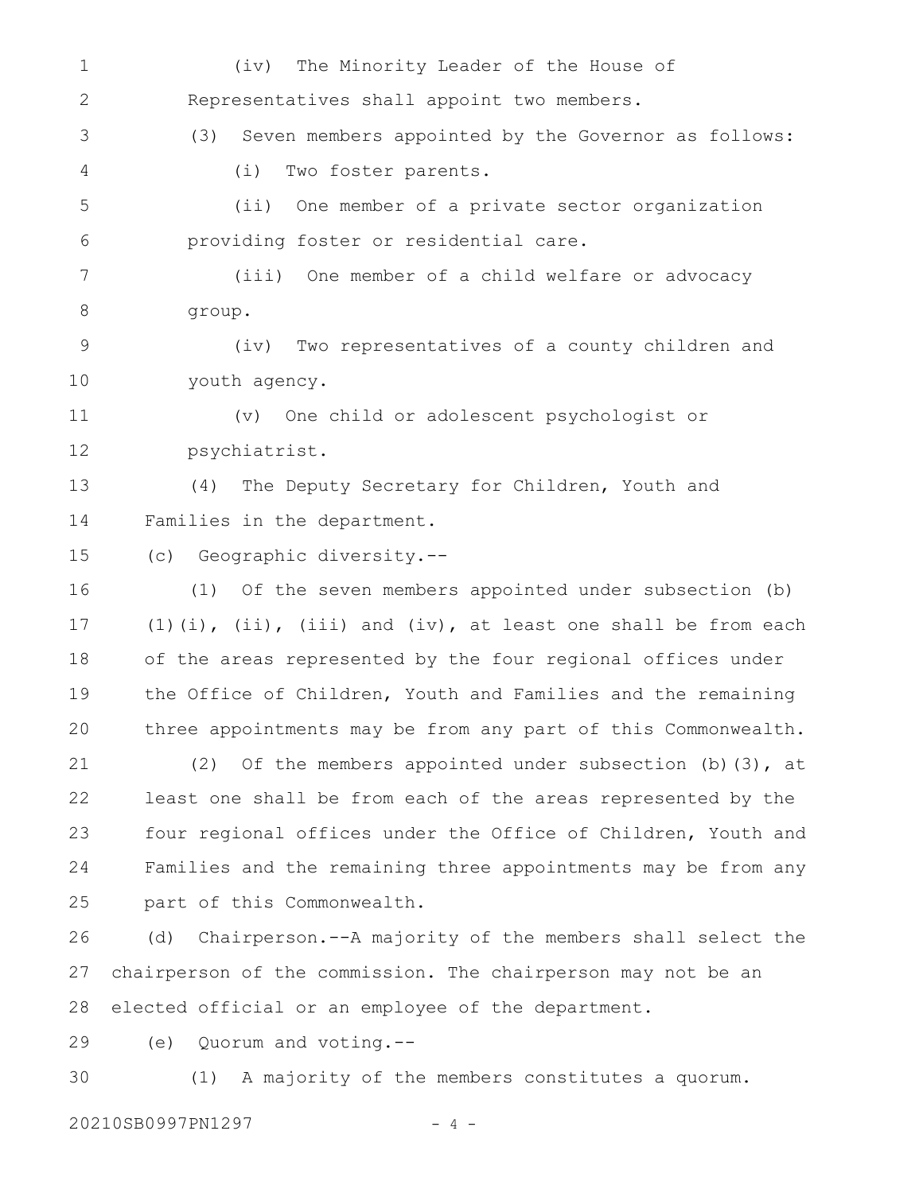(iv) The Minority Leader of the House of Representatives shall appoint two members.

(3) Seven members appointed by the Governor as follows:

(i) Two foster parents.

(ii) One member of a private sector organization providing foster or residential care.

(iii) One member of a child welfare or advocacy group.

(iv) Two representatives of a county children and youth agency.

(v) One child or adolescent psychologist or psychiatrist.

(4) The Deputy Secretary for Children, Youth and Families in the department.

(c) Geographic diversity.--

(1) Of the seven members appointed under subsection (b)(1)(i), (ii), (iii) and (iv), at least one shall be from each of the areas represented by the four regional offices under the Office of Children, Youth and Families and the remaining three appointments may be from any part of this Commonwealth.

(2) Of the members appointed under subsection (b)(3), at least one shall be from each of the areas represented by the four regional offices under the Office of Children, Youth and Families and the remaining three appointments may be from any part of this Commonwealth.

(d) Chairperson.--A majority of the members shall select the chairperson of the commission. The chairperson may not be an elected official or an employee of the department.

(e) Quorum and voting.--

(1) A majority of the members constitutes a quorum.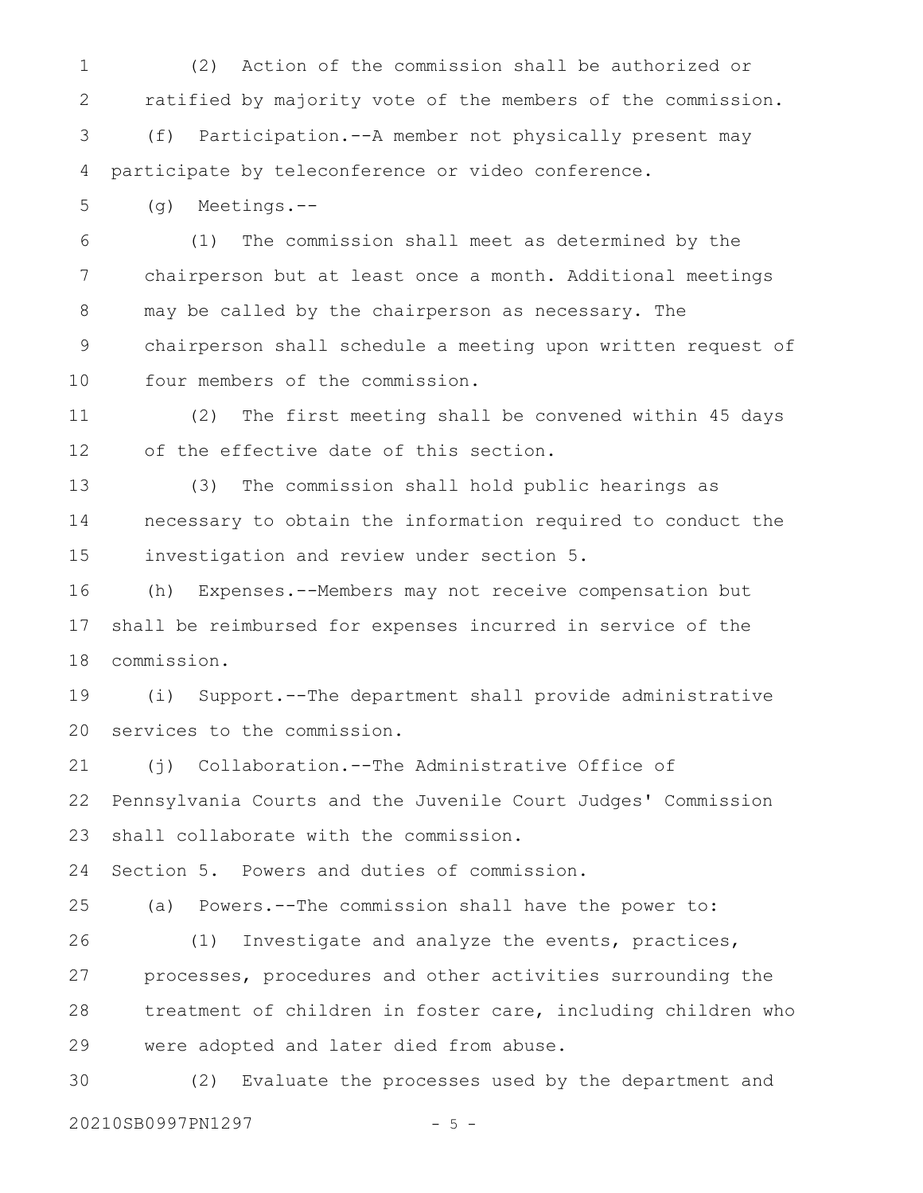(2) Action of the commission shall be authorized or ratified by majority vote of the members of the commission.

(f) Participation.--A member not physically present may participate by teleconference or video conference.

(g) Meetings.--

(1) The commission shall meet as determined by the chairperson but at least once a month. Additional meetings may be called by the chairperson as necessary. The chairperson shall schedule a meeting upon written request of four members of the commission.

(2) The first meeting shall be convened within 45 days of the effective date of this section.

(3) The commission shall hold public hearings as necessary to obtain the information required to conduct the investigation and review under section 5.

(h) Expenses.--Members may not receive compensation but shall be reimbursed for expenses incurred in service of the commission.

(i) Support.--The department shall provide administrative services to the commission.

(j) Collaboration.--The Administrative Office of Pennsylvania Courts and the Juvenile Court Judges' Commission shall collaborate with the commission.

Section 5. Powers and duties of commission.

(a) Powers.--The commission shall have the power to:

(1) Investigate and analyze the events, practices, processes, procedures and other activities surrounding the treatment of children in foster care, including children who were adopted and later died from abuse.

(2) Evaluate the processes used by the department and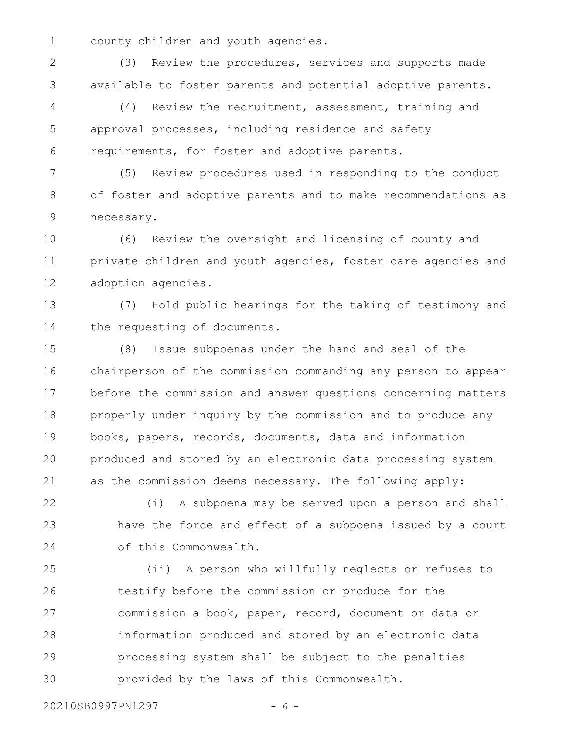county children and youth agencies.

(3) Review the procedures, services and supports made available to foster parents and potential adoptive parents.

(4) Review the recruitment, assessment, training and approval processes, including residence and safety requirements, for foster and adoptive parents.

(5) Review procedures used in responding to the conduct of foster and adoptive parents and to make recommendations as necessary.

(6) Review the oversight and licensing of county and private children and youth agencies, foster care agencies and adoption agencies.

(7) Hold public hearings for the taking of testimony and the requesting of documents.

(8) Issue subpoenas under the hand and seal of the chairperson of the commission commanding any person to appear before the commission and answer questions concerning matters properly under inquiry by the commission and to produce any books, papers, records, documents, data and information produced and stored by an electronic data processing system as the commission deems necessary. The following apply:

(i) A subpoena may be served upon a person and shall have the force and effect of a subpoena issued by a court of this Commonwealth.

(ii) A person who willfully neglects or refuses to testify before the commission or produce for the commission a book, paper, record, document or data or information produced and stored by an electronic data processing system shall be subject to the penalties provided by the laws of this Commonwealth.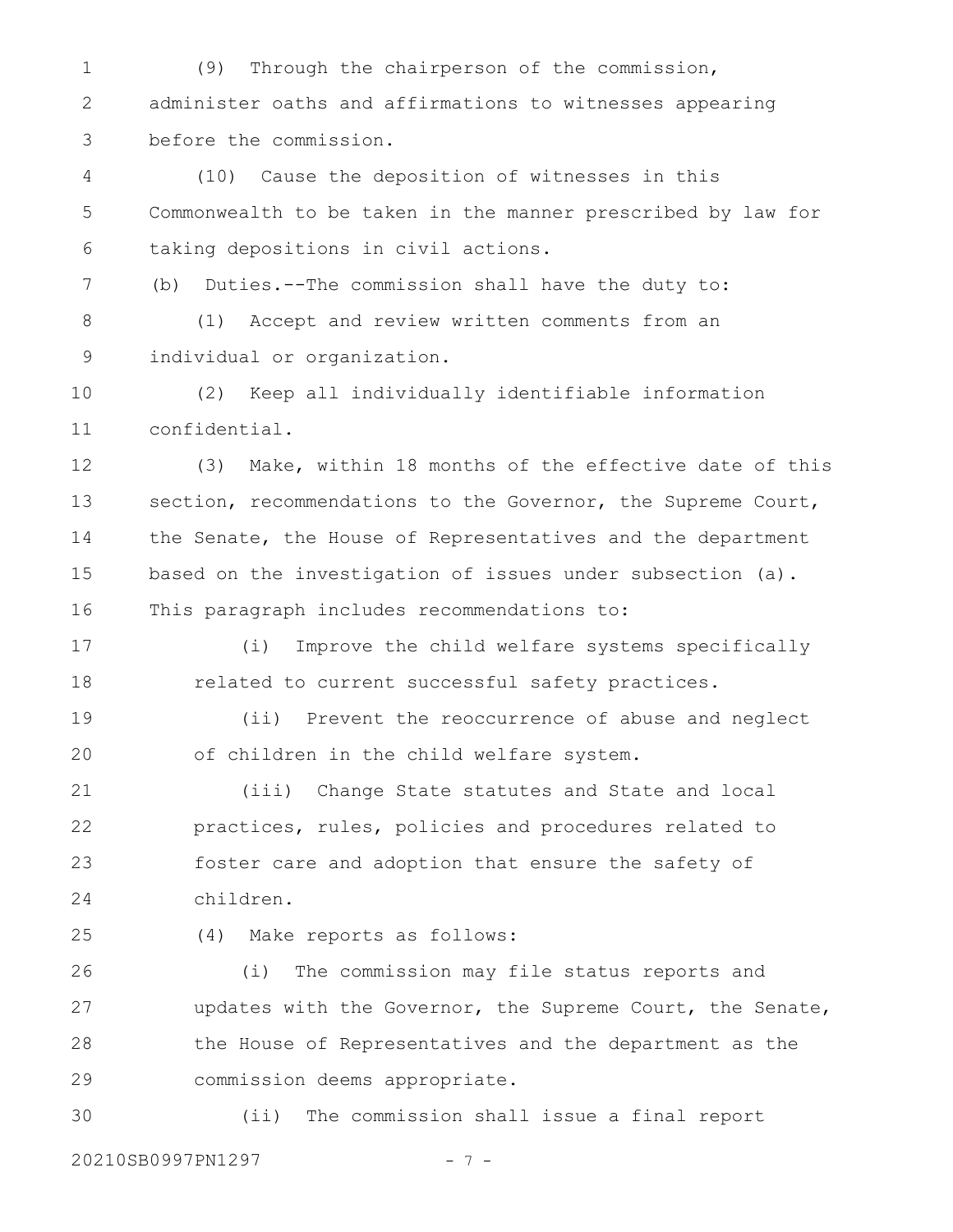(9) Through the chairperson of the commission, administer oaths and affirmations to witnesses appearing before the commission.

(10) Cause the deposition of witnesses in this Commonwealth to be taken in the manner prescribed by law for taking depositions in civil actions.

(b) Duties.--The commission shall have the duty to:

(1) Accept and review written comments from an individual or organization.

(2) Keep all individually identifiable information confidential.

(3) Make, within 18 months of the effective date of this section, recommendations to the Governor, the Supreme Court, the Senate, the House of Representatives and the department based on the investigation of issues under subsection (a). This paragraph includes recommendations to:

(i) Improve the child welfare systems specifically related to current successful safety practices.

(ii) Prevent the reoccurrence of abuse and neglect of children in the child welfare system.

(iii) Change State statutes and State and local practices, rules, policies and procedures related to foster care and adoption that ensure the safety of children.

(4) Make reports as follows:

(i) The commission may file status reports and updates with the Governor, the Supreme Court, the Senate, the House of Representatives and the department as the commission deems appropriate.

(ii) The commission shall issue a final report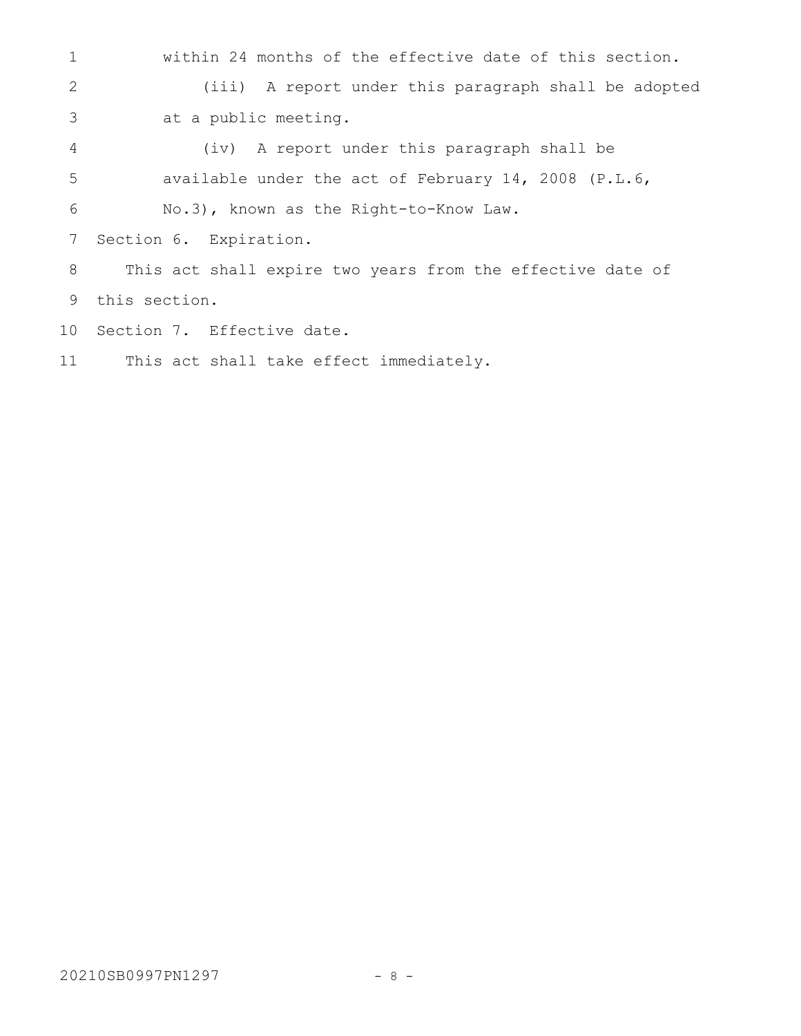within 24 months of the effective date of this section.

(iii) A report under this paragraph shall be adopted at a public meeting.

(iv) A report under this paragraph shall be available under the act of February 14, 2008 (P.L.6, No.3), known as the Right-to-Know Law.

Section 6. Expiration.

This act shall expire two years from the effective date of this section.

Section 7. Effective date.

This act shall take effect immediately.